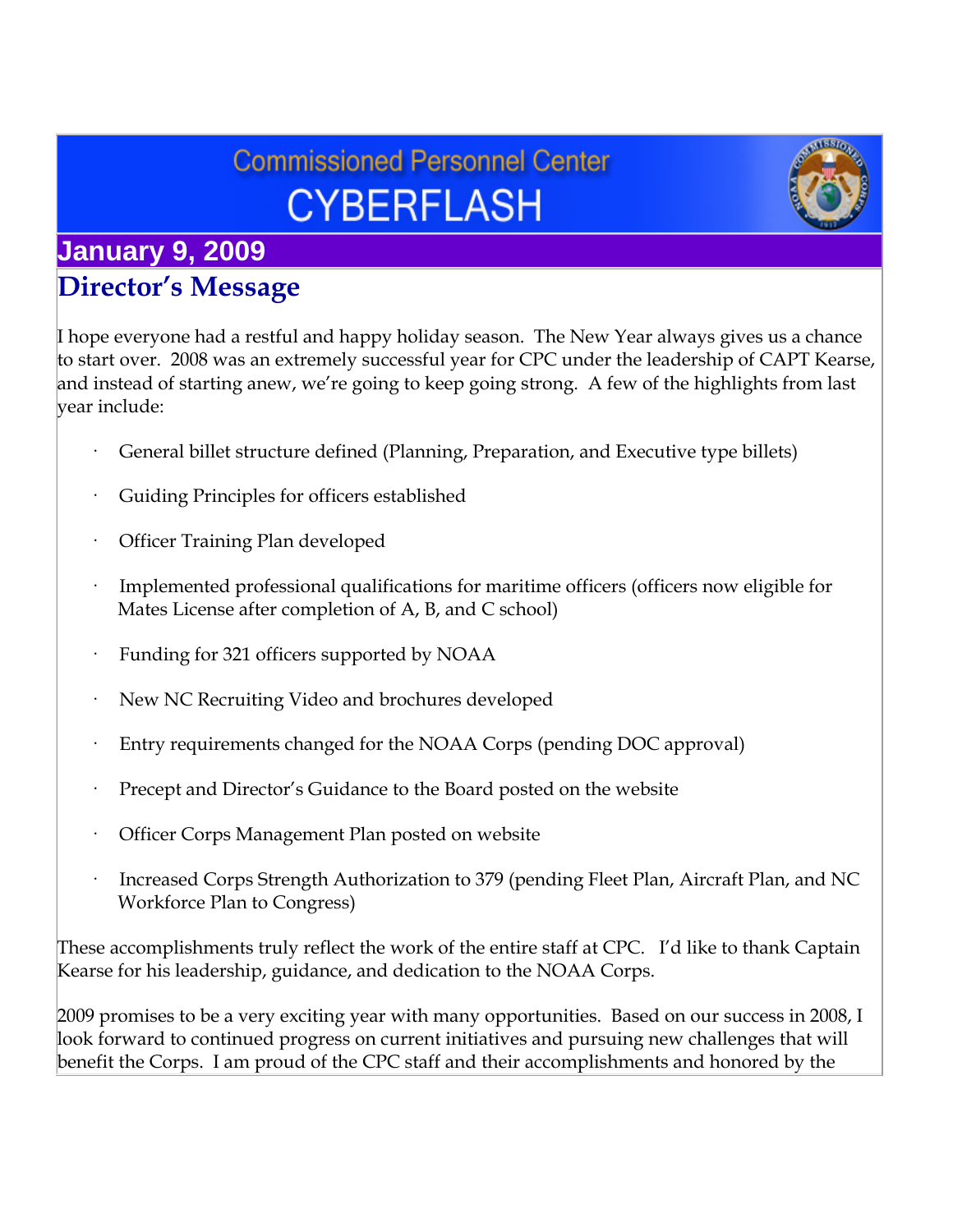# Commissioned Personnel Center
# CYBERFLASH

## January 9, 2009

## Director's Message

I hope everyone had a restful and happy holiday season. The New Year always gives us a chance to start over. 2008 was an extremely successful year for CPC under the leadership of CAPT Kearse, and instead of starting anew, we're going to keep going strong. A few of the highlights from last year include:

- General billet structure defined (Planning, Preparation, and Executive type billets)
- Guiding Principles for officers established
- Officer Training Plan developed
- Implemented professional qualifications for maritime officers (officers now eligible for Mates License after completion of A, B, and C school)
- Funding for 321 officers supported by NOAA
- New NC Recruiting Video and brochures developed
- Entry requirements changed for the NOAA Corps (pending DOC approval)
- Precept and Director's Guidance to the Board posted on the website
- Officer Corps Management Plan posted on website
- Increased Corps Strength Authorization to 379 (pending Fleet Plan, Aircraft Plan, and NC Workforce Plan to Congress)

These accomplishments truly reflect the work of the entire staff at CPC. I'd like to thank Captain Kearse for his leadership, guidance, and dedication to the NOAA Corps.

2009 promises to be a very exciting year with many opportunities. Based on our success in 2008, I look forward to continued progress on current initiatives and pursuing new challenges that will benefit the Corps. I am proud of the CPC staff and their accomplishments and honored by the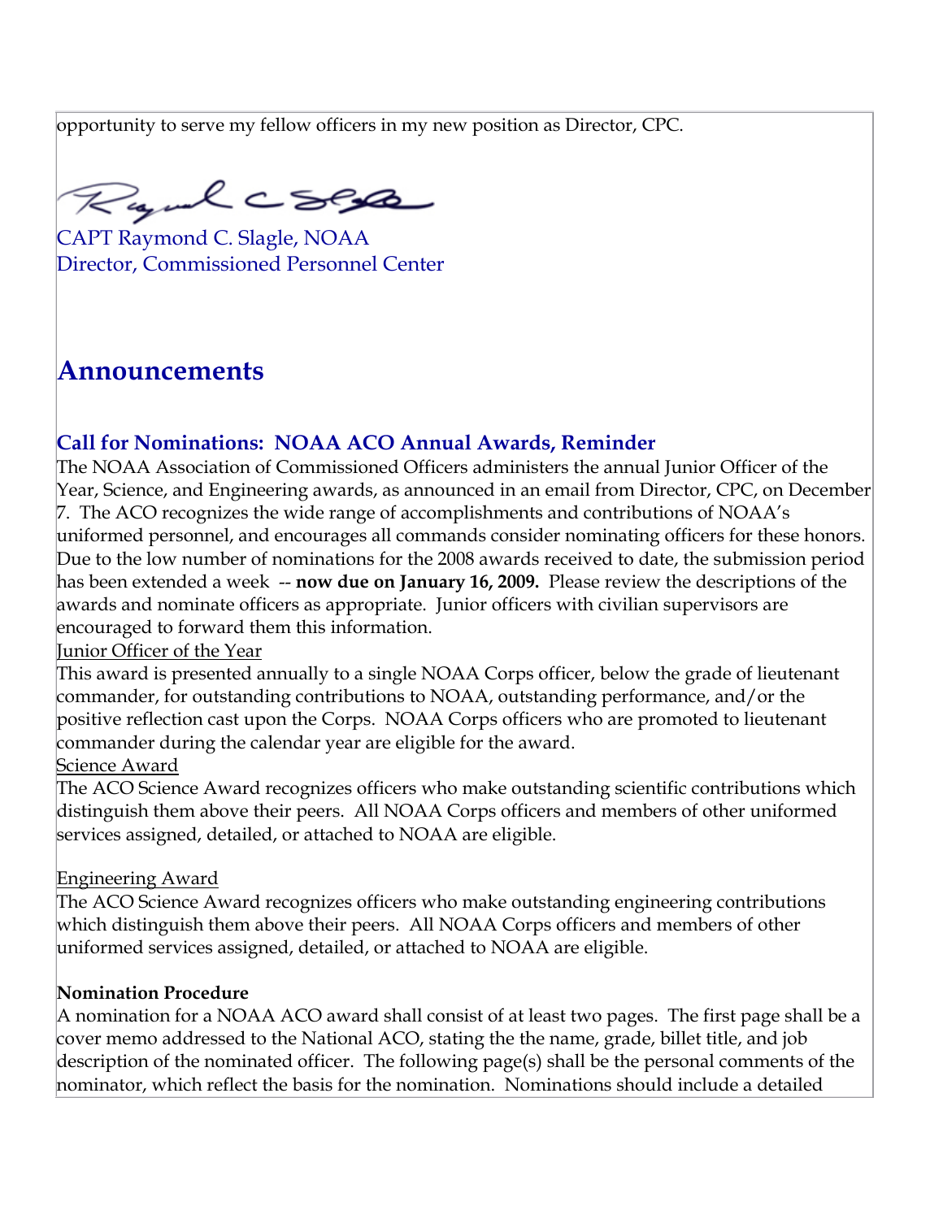opportunity to serve my fellow officers in my new position as Director, CPC.

CAPT Raymond C. Slagle, NOAA
Director, Commissioned Personnel Center

## Announcements

### Call for Nominations: NOAA ACO Annual Awards, Reminder

The NOAA Association of Commissioned Officers administers the annual Junior Officer of the Year, Science, and Engineering awards, as announced in an email from Director, CPC, on December 7. The ACO recognizes the wide range of accomplishments and contributions of NOAA's uniformed personnel, and encourages all commands consider nominating officers for these honors. Due to the low number of nominations for the 2008 awards received to date, the submission period has been extended a week -- **now due on January 16, 2009.** Please review the descriptions of the awards and nominate officers as appropriate. Junior officers with civilian supervisors are encouraged to forward them this information.

Junior Officer of the Year
This award is presented annually to a single NOAA Corps officer, below the grade of lieutenant commander, for outstanding contributions to NOAA, outstanding performance, and/or the positive reflection cast upon the Corps. NOAA Corps officers who are promoted to lieutenant commander during the calendar year are eligible for the award.

Science Award
The ACO Science Award recognizes officers who make outstanding scientific contributions which distinguish them above their peers. All NOAA Corps officers and members of other uniformed services assigned, detailed, or attached to NOAA are eligible.

Engineering Award
The ACO Science Award recognizes officers who make outstanding engineering contributions which distinguish them above their peers. All NOAA Corps officers and members of other uniformed services assigned, detailed, or attached to NOAA are eligible.

**Nomination Procedure**
A nomination for a NOAA ACO award shall consist of at least two pages. The first page shall be a cover memo addressed to the National ACO, stating the the name, grade, billet title, and job description of the nominated officer. The following page(s) shall be the personal comments of the nominator, which reflect the basis for the nomination. Nominations should include a detailed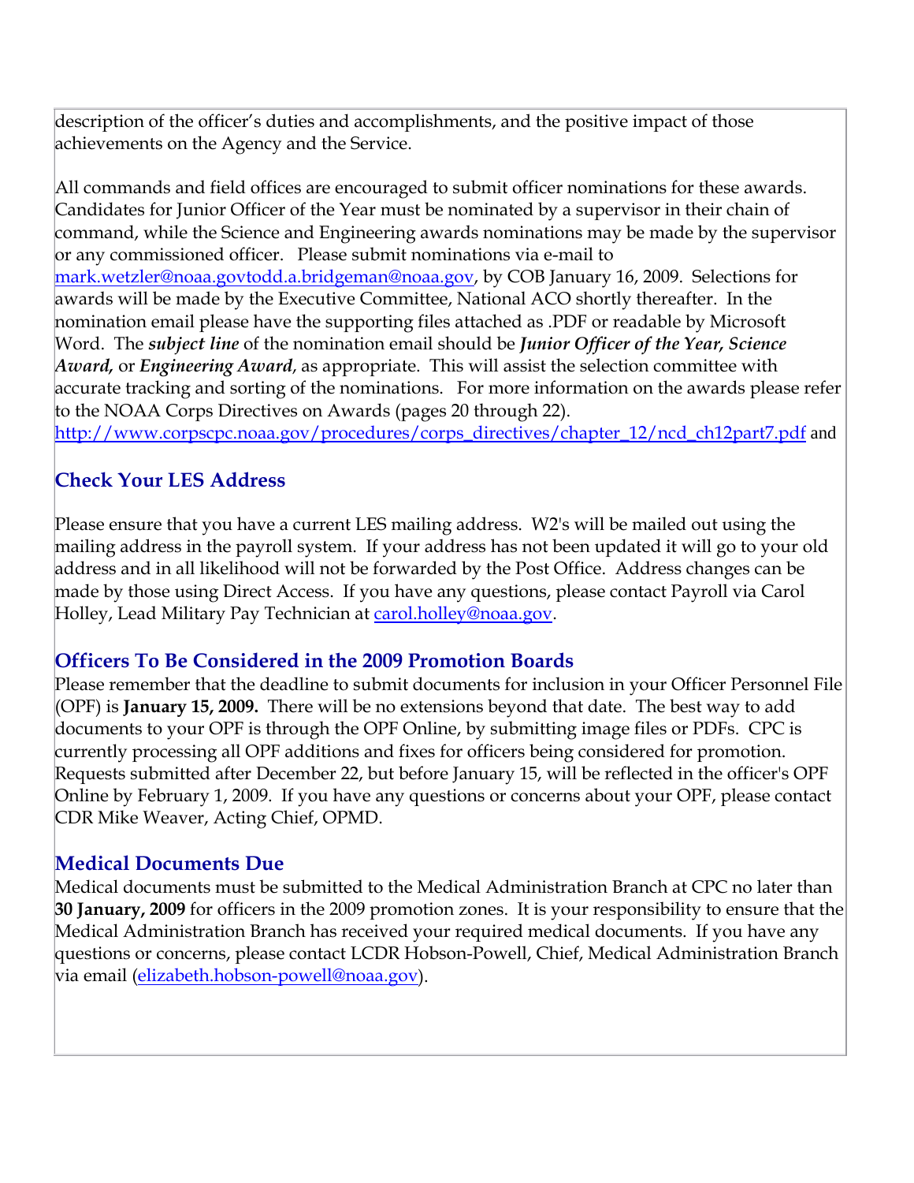description of the officer's duties and accomplishments, and the positive impact of those achievements on the Agency and the Service.

All commands and field offices are encouraged to submit officer nominations for these awards. Candidates for Junior Officer of the Year must be nominated by a supervisor in their chain of command, while the Science and Engineering awards nominations may be made by the supervisor or any commissioned officer. Please submit nominations via e-mail to mark.wetzler@noaa.govtodd.a.bridgeman@noaa.gov, by COB January 16, 2009. Selections for awards will be made by the Executive Committee, National ACO shortly thereafter. In the nomination email please have the supporting files attached as .PDF or readable by Microsoft Word. The ***subject line*** of the nomination email should be ***Junior Officer of the Year, Science Award,*** or ***Engineering Award***, as appropriate. This will assist the selection committee with accurate tracking and sorting of the nominations. For more information on the awards please refer to the NOAA Corps Directives on Awards (pages 20 through 22). http://www.corpscpc.noaa.gov/procedures/corps_directives/chapter_12/ncd_ch12part7.pdf and

## Check Your LES Address

Please ensure that you have a current LES mailing address. W2's will be mailed out using the mailing address in the payroll system. If your address has not been updated it will go to your old address and in all likelihood will not be forwarded by the Post Office. Address changes can be made by those using Direct Access. If you have any questions, please contact Payroll via Carol Holley, Lead Military Pay Technician at carol.holley@noaa.gov.

## Officers To Be Considered in the 2009 Promotion Boards

Please remember that the deadline to submit documents for inclusion in your Officer Personnel File (OPF) is **January 15, 2009.** There will be no extensions beyond that date. The best way to add documents to your OPF is through the OPF Online, by submitting image files or PDFs. CPC is currently processing all OPF additions and fixes for officers being considered for promotion. Requests submitted after December 22, but before January 15, will be reflected in the officer's OPF Online by February 1, 2009. If you have any questions or concerns about your OPF, please contact CDR Mike Weaver, Acting Chief, OPMD.

## Medical Documents Due

Medical documents must be submitted to the Medical Administration Branch at CPC no later than **30 January, 2009** for officers in the 2009 promotion zones. It is your responsibility to ensure that the Medical Administration Branch has received your required medical documents. If you have any questions or concerns, please contact LCDR Hobson-Powell, Chief, Medical Administration Branch via email (elizabeth.hobson-powell@noaa.gov).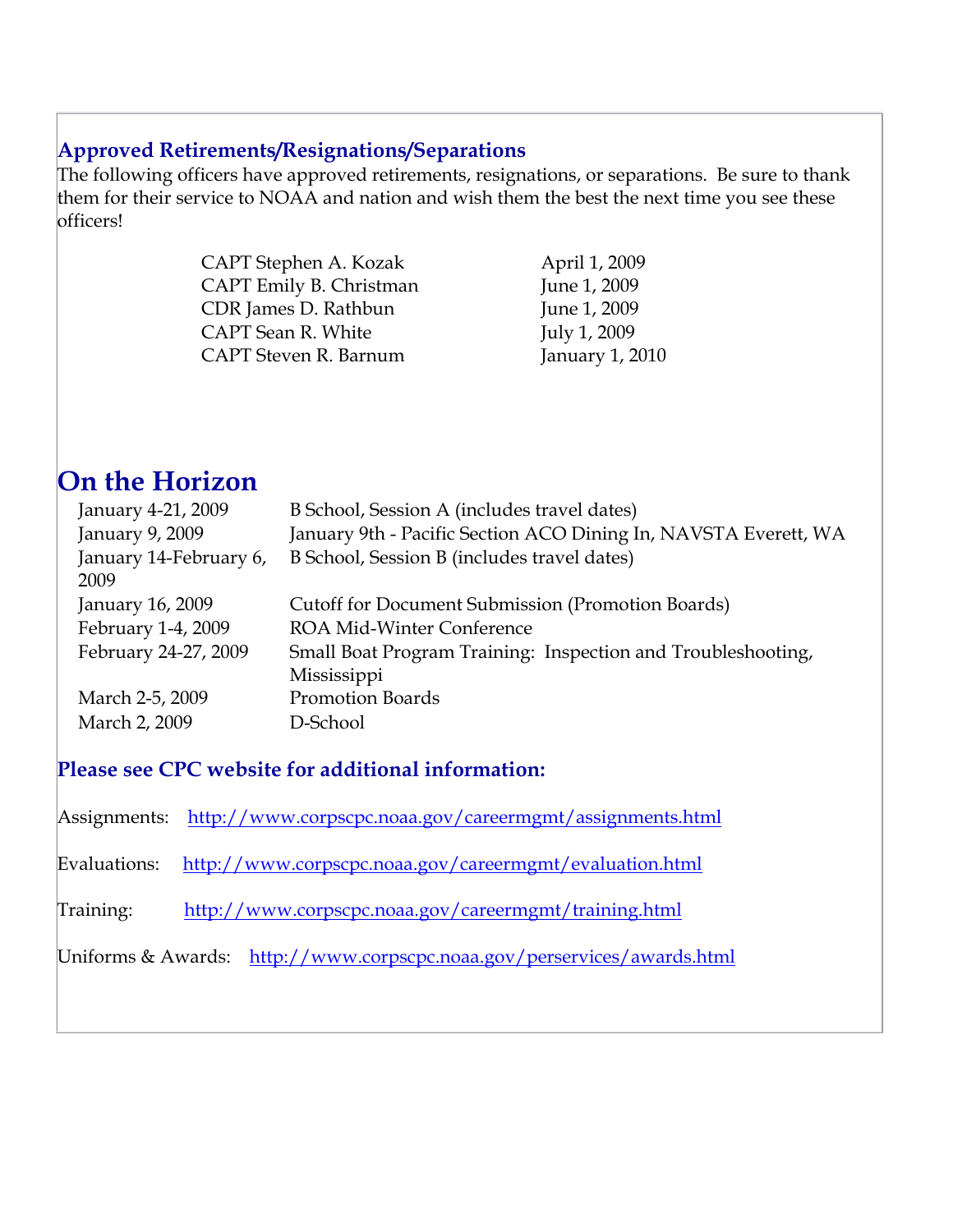### Approved Retirements/Resignations/Separations

The following officers have approved retirements, resignations, or separations. Be sure to thank them for their service to NOAA and nation and wish them the best the next time you see these officers!

| | |
|---|---|
| CAPT Stephen A. Kozak | April 1, 2009 |
| CAPT Emily B. Christman | June 1, 2009 |
| CDR James D. Rathbun | June 1, 2009 |
| CAPT Sean R. White | July 1, 2009 |
| CAPT Steven R. Barnum | January 1, 2010 |

# On the Horizon

| | |
|---|---|
| January 4-21, 2009 | B School, Session A (includes travel dates) |
| January 9, 2009 | January 9th - Pacific Section ACO Dining In, NAVSTA Everett, WA |
| January 14-February 6, 2009 | B School, Session B (includes travel dates) |
| January 16, 2009 | Cutoff for Document Submission (Promotion Boards) |
| February 1-4, 2009 | ROA Mid-Winter Conference |
| February 24-27, 2009 | Small Boat Program Training: Inspection and Troubleshooting, Mississippi |
| March 2-5, 2009 | Promotion Boards |
| March 2, 2009 | D-School |

### Please see CPC website for additional information:

Assignments: http://www.corpscpc.noaa.gov/careermgmt/assignments.html

Evaluations: http://www.corpscpc.noaa.gov/careermgmt/evaluation.html

Training: http://www.corpscpc.noaa.gov/careermgmt/training.html

Uniforms & Awards: http://www.corpscpc.noaa.gov/perservices/awards.html